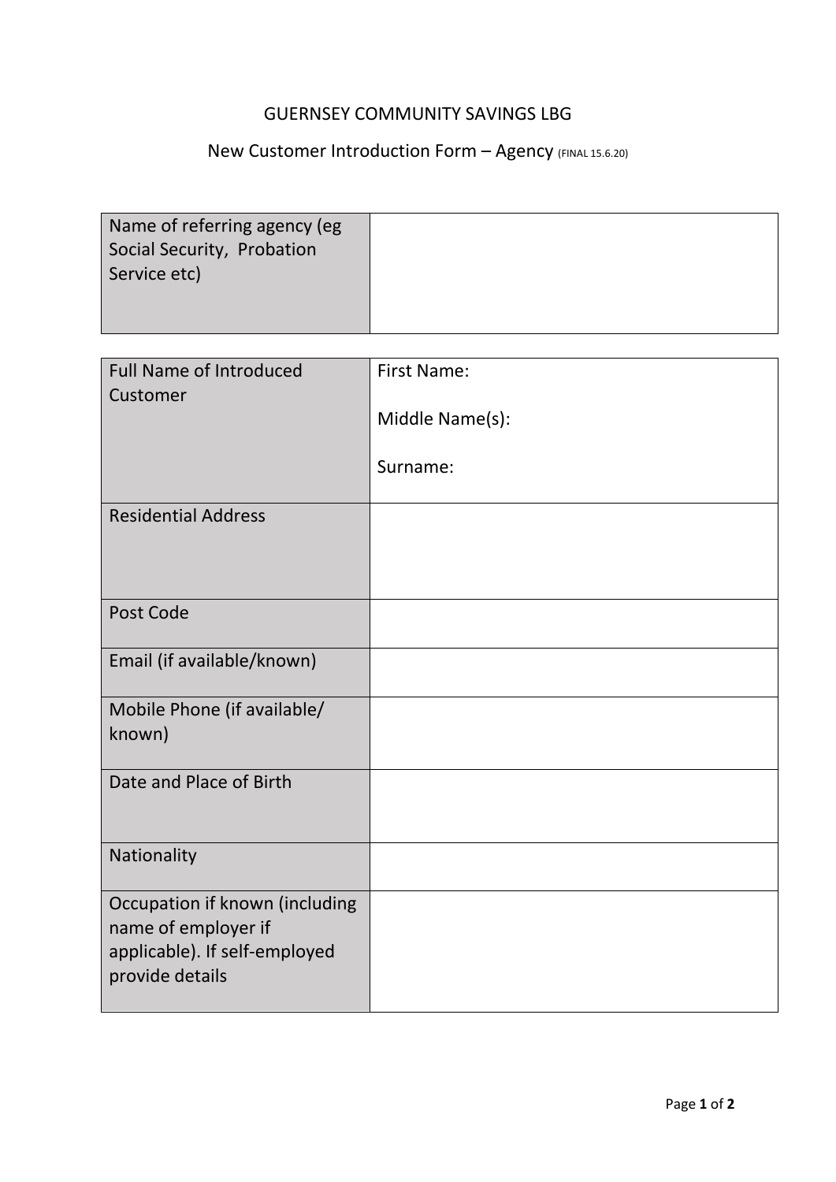GUERNSEY COMMUNITY SAVINGS LBG

New Customer Introduction Form – Agency (FINAL 15.6.20)

| Name of referring agency (eg Social Security, Probation Service etc) | |
|---|---|

| Full Name of Introduced Customer | First Name:<br><br>Middle Name(s):<br><br>Surname: |
|---|---|
| Residential Address | |
| Post Code | |
| Email (if available/known) | |
| Mobile Phone (if available/ known) | |
| Date and Place of Birth | |
| Nationality | |
| Occupation if known (including name of employer if applicable). If self-employed provide details | |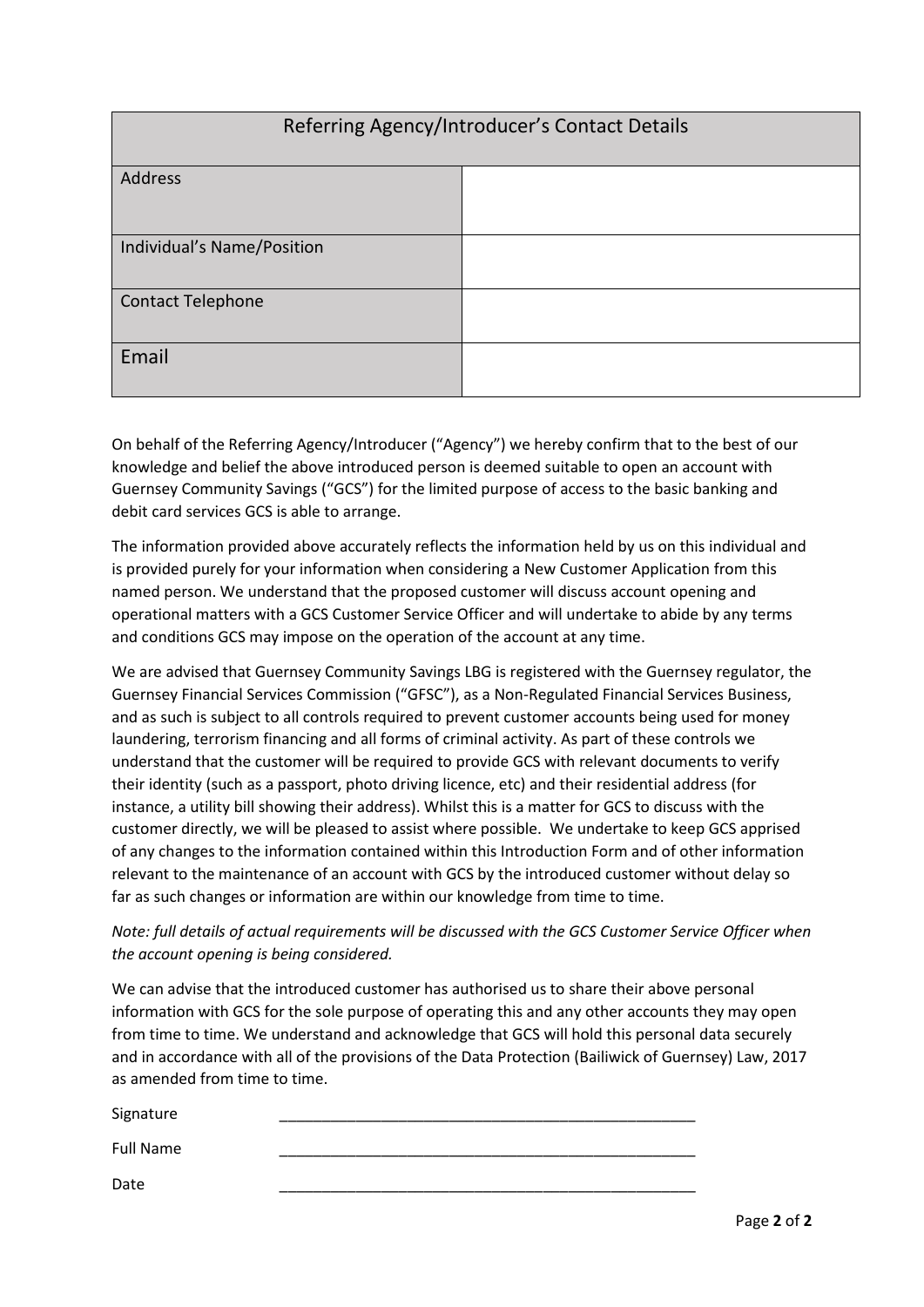| Referring Agency/Introducer's Contact Details | |
|---|---|
| Address | |
| Individual's Name/Position | |
| Contact Telephone | |
| Email | |

On behalf of the Referring Agency/Introducer ("Agency") we hereby confirm that to the best of our knowledge and belief the above introduced person is deemed suitable to open an account with Guernsey Community Savings ("GCS") for the limited purpose of access to the basic banking and debit card services GCS is able to arrange.

The information provided above accurately reflects the information held by us on this individual and is provided purely for your information when considering a New Customer Application from this named person. We understand that the proposed customer will discuss account opening and operational matters with a GCS Customer Service Officer and will undertake to abide by any terms and conditions GCS may impose on the operation of the account at any time.

We are advised that Guernsey Community Savings LBG is registered with the Guernsey regulator, the Guernsey Financial Services Commission ("GFSC"), as a Non-Regulated Financial Services Business, and as such is subject to all controls required to prevent customer accounts being used for money laundering, terrorism financing and all forms of criminal activity. As part of these controls we understand that the customer will be required to provide GCS with relevant documents to verify their identity (such as a passport, photo driving licence, etc) and their residential address (for instance, a utility bill showing their address). Whilst this is a matter for GCS to discuss with the customer directly, we will be pleased to assist where possible. We undertake to keep GCS apprised of any changes to the information contained within this Introduction Form and of other information relevant to the maintenance of an account with GCS by the introduced customer without delay so far as such changes or information are within our knowledge from time to time.

*Note: full details of actual requirements will be discussed with the GCS Customer Service Officer when the account opening is being considered.*

We can advise that the introduced customer has authorised us to share their above personal information with GCS for the sole purpose of operating this and any other accounts they may open from time to time. We understand and acknowledge that GCS will hold this personal data securely and in accordance with all of the provisions of the Data Protection (Bailiwick of Guernsey) Law, 2017 as amended from time to time.

Signature ___________________________________________________

Full Name ___________________________________________________

Date ___________________________________________________